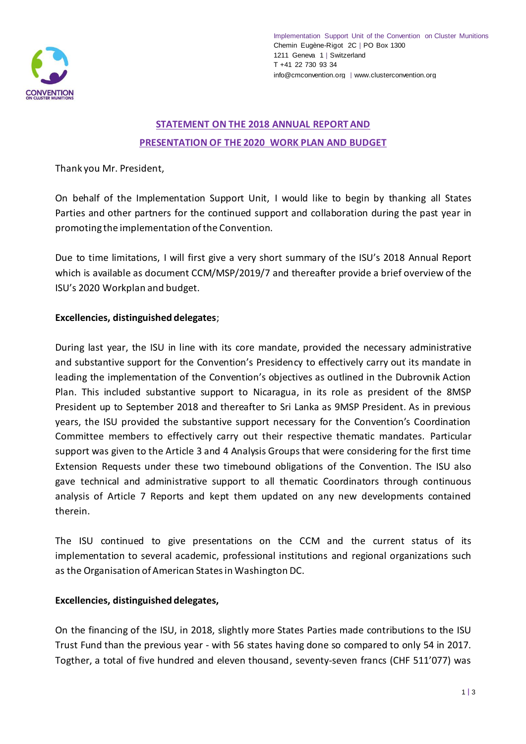Implementation Support Unit of the Convention on Cluster Munitions
Chemin Eugène-Rigot 2C | PO Box 1300
1211 Geneva 1 | Switzerland
T +41 22 730 93 34
info@cmconvention.org | www.clusterconvention.org

## STATEMENT ON THE 2018 ANNUAL REPORT AND PRESENTATION OF THE 2020 WORK PLAN AND BUDGET

Thank you Mr. President,

On behalf of the Implementation Support Unit, I would like to begin by thanking all States Parties and other partners for the continued support and collaboration during the past year in promoting the implementation of the Convention.

Due to time limitations, I will first give a very short summary of the ISU's 2018 Annual Report which is available as document CCM/MSP/2019/7 and thereafter provide a brief overview of the ISU's 2020 Workplan and budget.

**Excellencies, distinguished delegates**;

During last year, the ISU in line with its core mandate, provided the necessary administrative and substantive support for the Convention's Presidency to effectively carry out its mandate in leading the implementation of the Convention's objectives as outlined in the Dubrovnik Action Plan. This included substantive support to Nicaragua, in its role as president of the 8MSP President up to September 2018 and thereafter to Sri Lanka as 9MSP President. As in previous years, the ISU provided the substantive support necessary for the Convention's Coordination Committee members to effectively carry out their respective thematic mandates. Particular support was given to the Article 3 and 4 Analysis Groups that were considering for the first time Extension Requests under these two timebound obligations of the Convention. The ISU also gave technical and administrative support to all thematic Coordinators through continuous analysis of Article 7 Reports and kept them updated on any new developments contained therein.

The ISU continued to give presentations on the CCM and the current status of its implementation to several academic, professional institutions and regional organizations such as the Organisation of American States in Washington DC.

**Excellencies, distinguished delegates,**

On the financing of the ISU, in 2018, slightly more States Parties made contributions to the ISU Trust Fund than the previous year - with 56 states having done so compared to only 54 in 2017. Togther, a total of five hundred and eleven thousand, seventy-seven francs (CHF 511'077) was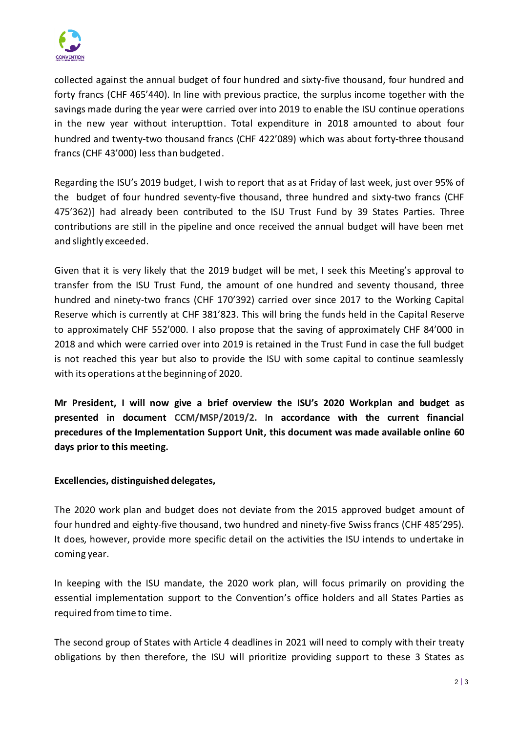collected against the annual budget of four hundred and sixty-five thousand, four hundred and forty francs (CHF 465'440). In line with previous practice, the surplus income together with the savings made during the year were carried over into 2019 to enable the ISU continue operations in the new year without interupttion. Total expenditure in 2018 amounted to about four hundred and twenty-two thousand francs (CHF 422'089) which was about forty-three thousand francs (CHF 43'000) less than budgeted.

Regarding the ISU's 2019 budget, I wish to report that as at Friday of last week, just over 95% of the budget of four hundred seventy-five thousand, three hundred and sixty-two francs (CHF 475'362)] had already been contributed to the ISU Trust Fund by 39 States Parties. Three contributions are still in the pipeline and once received the annual budget will have been met and slightly exceeded.

Given that it is very likely that the 2019 budget will be met, I seek this Meeting's approval to transfer from the ISU Trust Fund, the amount of one hundred and seventy thousand, three hundred and ninety-two francs (CHF 170'392) carried over since 2017 to the Working Capital Reserve which is currently at CHF 381'823. This will bring the funds held in the Capital Reserve to approximately CHF 552'000. I also propose that the saving of approximately CHF 84'000 in 2018 and which were carried over into 2019 is retained in the Trust Fund in case the full budget is not reached this year but also to provide the ISU with some capital to continue seamlessly with its operations at the beginning of 2020.

**Mr President, I will now give a brief overview the ISU's 2020 Workplan and budget as presented in document CCM/MSP/2019/2. In accordance with the current financial precedures of the Implementation Support Unit, this document was made available online 60 days prior to this meeting.**

**Excellencies, distinguished delegates,**

The 2020 work plan and budget does not deviate from the 2015 approved budget amount of four hundred and eighty-five thousand, two hundred and ninety-five Swiss francs (CHF 485'295). It does, however, provide more specific detail on the activities the ISU intends to undertake in coming year.

In keeping with the ISU mandate, the 2020 work plan, will focus primarily on providing the essential implementation support to the Convention's office holders and all States Parties as required from time to time.

The second group of States with Article 4 deadlines in 2021 will need to comply with their treaty obligations by then therefore, the ISU will prioritize providing support to these 3 States as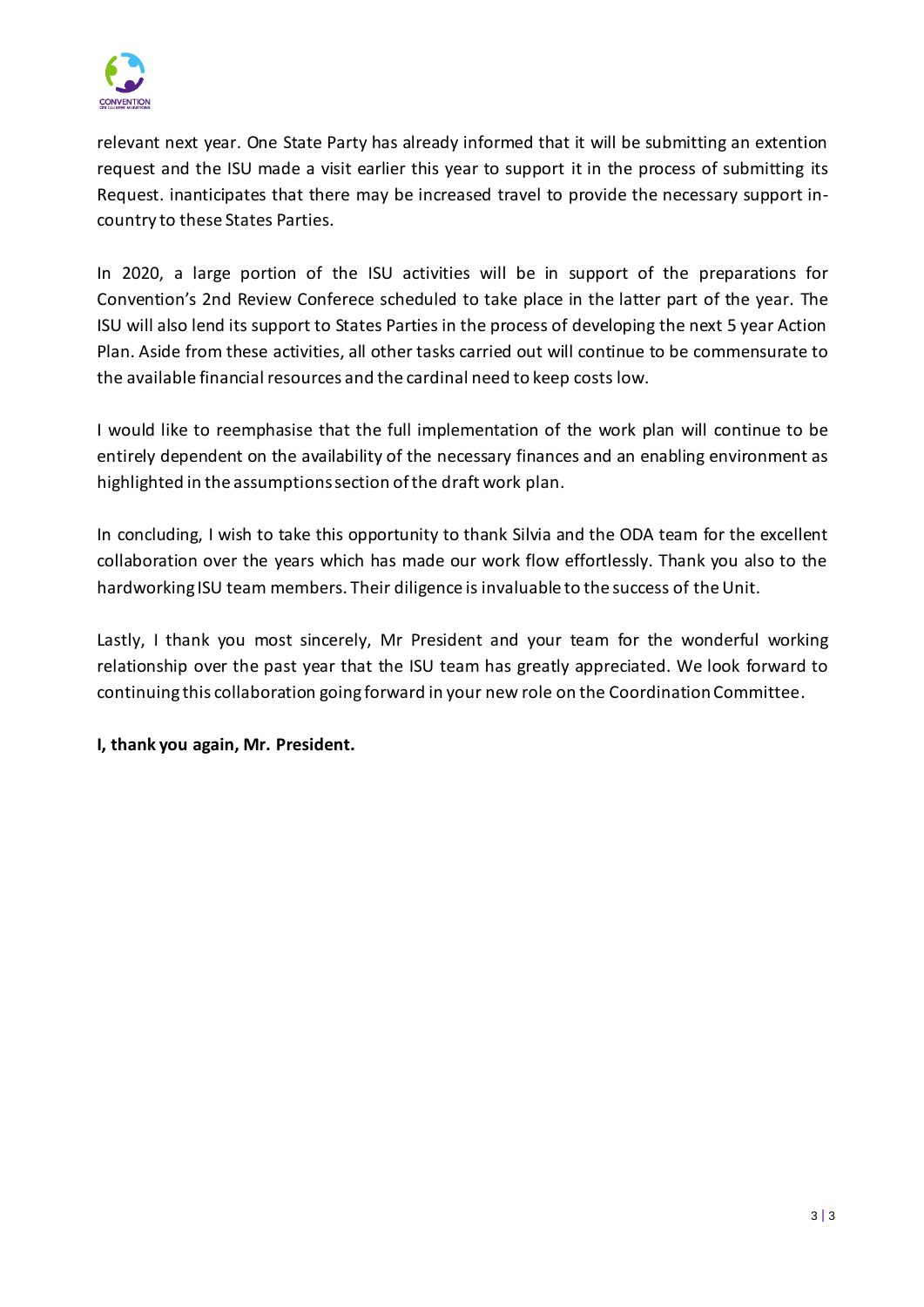relevant next year. One State Party has already informed that it will be submitting an extention request and the ISU made a visit earlier this year to support it in the process of submitting its Request. inanticipates that there may be increased travel to provide the necessary support in-country to these States Parties.

In 2020, a large portion of the ISU activities will be in support of the preparations for Convention's 2nd Review Conferece scheduled to take place in the latter part of the year. The ISU will also lend its support to States Parties in the process of developing the next 5 year Action Plan. Aside from these activities, all other tasks carried out will continue to be commensurate to the available financial resources and the cardinal need to keep costs low.

I would like to reemphasise that the full implementation of the work plan will continue to be entirely dependent on the availability of the necessary finances and an enabling environment as highlighted in the assumptions section of the draft work plan.

In concluding, I wish to take this opportunity to thank Silvia and the ODA team for the excellent collaboration over the years which has made our work flow effortlessly. Thank you also to the hardworking ISU team members. Their diligence is invaluable to the success of the Unit.

Lastly, I thank you most sincerely, Mr President and your team for the wonderful working relationship over the past year that the ISU team has greatly appreciated. We look forward to continuing this collaboration going forward in your new role on the Coordination Committee.

**I, thank you again, Mr. President.**